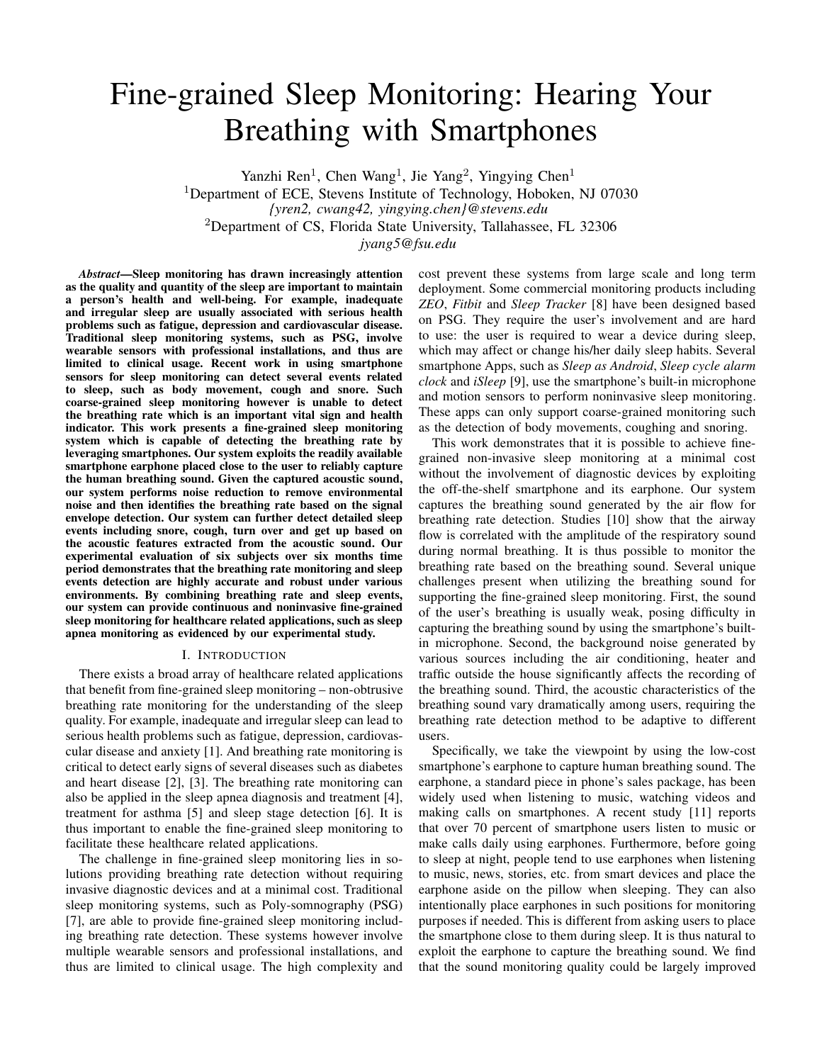# Fine-grained Sleep Monitoring: Hearing Your Breathing with Smartphones

Yanzhi Ren[1], Chen Wang[1], Jie Yang[2], Yingying Chen[1]

[1]Department of ECE, Stevens Institute of Technology, Hoboken, NJ 07030

*{yren2, cwang42, yingying.chen}@stevens.edu*

[2]Department of CS, Florida State University, Tallahassee, FL 32306

*jyang5@fsu.edu*

***Abstract*—Sleep monitoring has drawn increasingly attention as the quality and quantity of the sleep are important to maintain a person's health and well-being. For example, inadequate and irregular sleep are usually associated with serious health problems such as fatigue, depression and cardiovascular disease. Traditional sleep monitoring systems, such as PSG, involve wearable sensors with professional installations, and thus are limited to clinical usage. Recent work in using smartphone sensors for sleep monitoring can detect several events related to sleep, such as body movement, cough and snore. Such coarse-grained sleep monitoring however is unable to detect the breathing rate which is an important vital sign and health indicator. This work presents a fine-grained sleep monitoring system which is capable of detecting the breathing rate by leveraging smartphones. Our system exploits the readily available smartphone earphone placed close to the user to reliably capture the human breathing sound. Given the captured acoustic sound, our system performs noise reduction to remove environmental noise and then identifies the breathing rate based on the signal envelope detection. Our system can further detect detailed sleep events including snore, cough, turn over and get up based on the acoustic features extracted from the acoustic sound. Our experimental evaluation of six subjects over six months time period demonstrates that the breathing rate monitoring and sleep events detection are highly accurate and robust under various environments. By combining breathing rate and sleep events, our system can provide continuous and noninvasive fine-grained sleep monitoring for healthcare related applications, such as sleep apnea monitoring as evidenced by our experimental study.**

## I. Introduction

There exists a broad array of healthcare related applications that benefit from fine-grained sleep monitoring – non-obtrusive breathing rate monitoring for the understanding of the sleep quality. For example, inadequate and irregular sleep can lead to serious health problems such as fatigue, depression, cardiovascular disease and anxiety [1]. And breathing rate monitoring is critical to detect early signs of several diseases such as diabetes and heart disease [2], [3]. The breathing rate monitoring can also be applied in the sleep apnea diagnosis and treatment [4], treatment for asthma [5] and sleep stage detection [6]. It is thus important to enable the fine-grained sleep monitoring to facilitate these healthcare related applications.

The challenge in fine-grained sleep monitoring lies in solutions providing breathing rate detection without requiring invasive diagnostic devices and at a minimal cost. Traditional sleep monitoring systems, such as Poly-somnography (PSG) [7], are able to provide fine-grained sleep monitoring including breathing rate detection. These systems however involve multiple wearable sensors and professional installations, and thus are limited to clinical usage. The high complexity and cost prevent these systems from large scale and long term deployment. Some commercial monitoring products including *ZEO*, *Fitbit* and *Sleep Tracker* [8] have been designed based on PSG. They require the user's involvement and are hard to use: the user is required to wear a device during sleep, which may affect or change his/her daily sleep habits. Several smartphone Apps, such as *Sleep as Android*, *Sleep cycle alarm clock* and *iSleep* [9], use the smartphone's built-in microphone and motion sensors to perform noninvasive sleep monitoring. These apps can only support coarse-grained monitoring such as the detection of body movements, coughing and snoring.

This work demonstrates that it is possible to achieve fine-grained non-invasive sleep monitoring at a minimal cost without the involvement of diagnostic devices by exploiting the off-the-shelf smartphone and its earphone. Our system captures the breathing sound generated by the air flow for breathing rate detection. Studies [10] show that the airway flow is correlated with the amplitude of the respiratory sound during normal breathing. It is thus possible to monitor the breathing rate based on the breathing sound. Several unique challenges present when utilizing the breathing sound for supporting the fine-grained sleep monitoring. First, the sound of the user's breathing is usually weak, posing difficulty in capturing the breathing sound by using the smartphone's built-in microphone. Second, the background noise generated by various sources including the air conditioning, heater and traffic outside the house significantly affects the recording of the breathing sound. Third, the acoustic characteristics of the breathing sound vary dramatically among users, requiring the breathing rate detection method to be adaptive to different users.

Specifically, we take the viewpoint by using the low-cost smartphone's earphone to capture human breathing sound. The earphone, a standard piece in phone's sales package, has been widely used when listening to music, watching videos and making calls on smartphones. A recent study [11] reports that over 70 percent of smartphone users listen to music or make calls daily using earphones. Furthermore, before going to sleep at night, people tend to use earphones when listening to music, news, stories, etc. from smart devices and place the earphone aside on the pillow when sleeping. They can also intentionally place earphones in such positions for monitoring purposes if needed. This is different from asking users to place the smartphone close to them during sleep. It is thus natural to exploit the earphone to capture the breathing sound. We find that the sound monitoring quality could be largely improved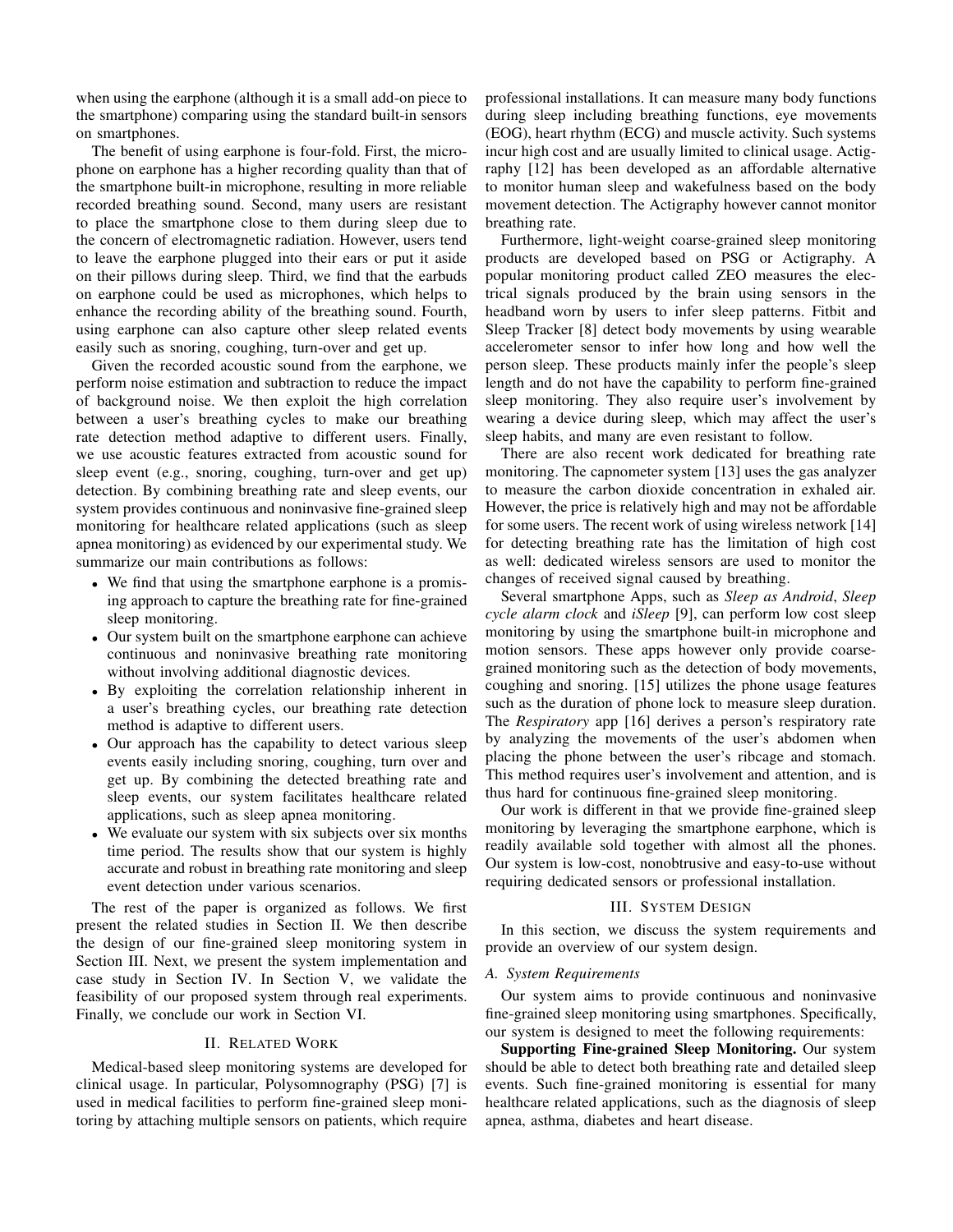when using the earphone (although it is a small add-on piece to the smartphone) comparing using the standard built-in sensors on smartphones.

The benefit of using earphone is four-fold. First, the microphone on earphone has a higher recording quality than that of the smartphone built-in microphone, resulting in more reliable recorded breathing sound. Second, many users are resistant to place the smartphone close to them during sleep due to the concern of electromagnetic radiation. However, users tend to leave the earphone plugged into their ears or put it aside on their pillows during sleep. Third, we find that the earbuds on earphone could be used as microphones, which helps to enhance the recording ability of the breathing sound. Fourth, using earphone can also capture other sleep related events easily such as snoring, coughing, turn-over and get up.

Given the recorded acoustic sound from the earphone, we perform noise estimation and subtraction to reduce the impact of background noise. We then exploit the high correlation between a user's breathing cycles to make our breathing rate detection method adaptive to different users. Finally, we use acoustic features extracted from acoustic sound for sleep event (e.g., snoring, coughing, turn-over and get up) detection. By combining breathing rate and sleep events, our system provides continuous and noninvasive fine-grained sleep monitoring for healthcare related applications (such as sleep apnea monitoring) as evidenced by our experimental study. We summarize our main contributions as follows:

- We find that using the smartphone earphone is a promising approach to capture the breathing rate for fine-grained sleep monitoring.
- Our system built on the smartphone earphone can achieve continuous and noninvasive breathing rate monitoring without involving additional diagnostic devices.
- By exploiting the correlation relationship inherent in a user's breathing cycles, our breathing rate detection method is adaptive to different users.
- Our approach has the capability to detect various sleep events easily including snoring, coughing, turn over and get up. By combining the detected breathing rate and sleep events, our system facilitates healthcare related applications, such as sleep apnea monitoring.
- We evaluate our system with six subjects over six months time period. The results show that our system is highly accurate and robust in breathing rate monitoring and sleep event detection under various scenarios.

The rest of the paper is organized as follows. We first present the related studies in Section II. We then describe the design of our fine-grained sleep monitoring system in Section III. Next, we present the system implementation and case study in Section IV. In Section V, we validate the feasibility of our proposed system through real experiments. Finally, we conclude our work in Section VI.

## II. Related Work

Medical-based sleep monitoring systems are developed for clinical usage. In particular, Polysomnography (PSG) [7] is used in medical facilities to perform fine-grained sleep monitoring by attaching multiple sensors on patients, which require professional installations. It can measure many body functions during sleep including breathing functions, eye movements (EOG), heart rhythm (ECG) and muscle activity. Such systems incur high cost and are usually limited to clinical usage. Actigraphy [12] has been developed as an affordable alternative to monitor human sleep and wakefulness based on the body movement detection. The Actigraphy however cannot monitor breathing rate.

Furthermore, light-weight coarse-grained sleep monitoring products are developed based on PSG or Actigraphy. A popular monitoring product called ZEO measures the electrical signals produced by the brain using sensors in the headband worn by users to infer sleep patterns. Fitbit and Sleep Tracker [8] detect body movements by using wearable accelerometer sensor to infer how long and how well the person sleep. These products mainly infer the people's sleep length and do not have the capability to perform fine-grained sleep monitoring. They also require user's involvement by wearing a device during sleep, which may affect the user's sleep habits, and many are even resistant to follow.

There are also recent work dedicated for breathing rate monitoring. The capnometer system [13] uses the gas analyzer to measure the carbon dioxide concentration in exhaled air. However, the price is relatively high and may not be affordable for some users. The recent work of using wireless network [14] for detecting breathing rate has the limitation of high cost as well: dedicated wireless sensors are used to monitor the changes of received signal caused by breathing.

Several smartphone Apps, such as *Sleep as Android*, *Sleep cycle alarm clock* and *iSleep* [9], can perform low cost sleep monitoring by using the smartphone built-in microphone and motion sensors. These apps however only provide coarse-grained monitoring such as the detection of body movements, coughing and snoring. [15] utilizes the phone usage features such as the duration of phone lock to measure sleep duration. The *Respiratory* app [16] derives a person's respiratory rate by analyzing the movements of the user's abdomen when placing the phone between the user's ribcage and stomach. This method requires user's involvement and attention, and is thus hard for continuous fine-grained sleep monitoring.

Our work is different in that we provide fine-grained sleep monitoring by leveraging the smartphone earphone, which is readily available sold together with almost all the phones. Our system is low-cost, nonobtrusive and easy-to-use without requiring dedicated sensors or professional installation.

## III. System Design

In this section, we discuss the system requirements and provide an overview of our system design.

### A. System Requirements

Our system aims to provide continuous and noninvasive fine-grained sleep monitoring using smartphones. Specifically, our system is designed to meet the following requirements:

**Supporting Fine-grained Sleep Monitoring.** Our system should be able to detect both breathing rate and detailed sleep events. Such fine-grained monitoring is essential for many healthcare related applications, such as the diagnosis of sleep apnea, asthma, diabetes and heart disease.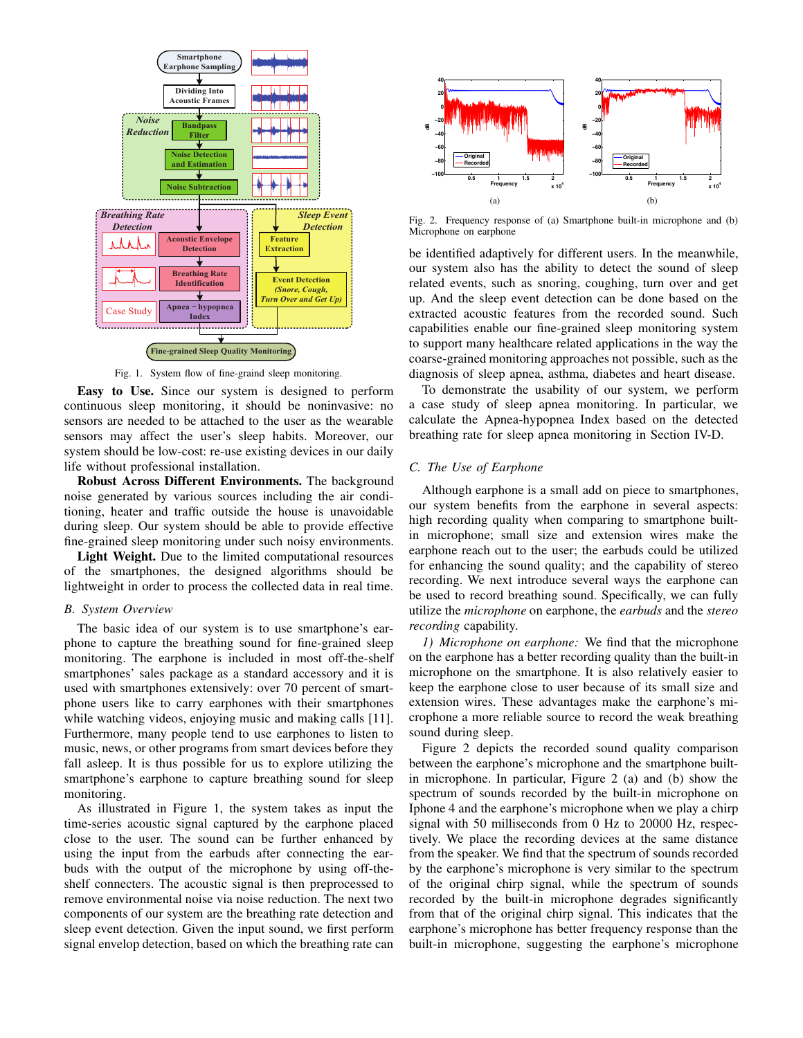Fig. 1. System flow of fine-graind sleep monitoring.

**Easy to Use.** Since our system is designed to perform continuous sleep monitoring, it should be noninvasive: no sensors are needed to be attached to the user as the wearable sensors may affect the user's sleep habits. Moreover, our system should be low-cost: re-use existing devices in our daily life without professional installation.

**Robust Across Different Environments.** The background noise generated by various sources including the air conditioning, heater and traffic outside the house is unavoidable during sleep. Our system should be able to provide effective fine-grained sleep monitoring under such noisy environments.

**Light Weight.** Due to the limited computational resources of the smartphones, the designed algorithms should be lightweight in order to process the collected data in real time.

### B. System Overview

The basic idea of our system is to use smartphone's earphone to capture the breathing sound for fine-grained sleep monitoring. The earphone is included in most off-the-shelf smartphones' sales package as a standard accessory and it is used with smartphones extensively: over 70 percent of smartphone users like to carry earphones with their smartphones while watching videos, enjoying music and making calls [11]. Furthermore, many people tend to use earphones to listen to music, news, or other programs from smart devices before they fall asleep. It is thus possible for us to explore utilizing the smartphone's earphone to capture breathing sound for sleep monitoring.

As illustrated in Figure 1, the system takes as input the time-series acoustic signal captured by the earphone placed close to the user. The sound can be further enhanced by using the input from the earbuds after connecting the earbuds with the output of the microphone by using off-the-shelf connecters. The acoustic signal is then preprocessed to remove environmental noise via noise reduction. The next two components of our system are the breathing rate detection and sleep event detection. Given the input sound, we first perform signal envelop detection, based on which the breathing rate can be identified adaptively for different users. In the meanwhile, our system also has the ability to detect the sound of sleep related events, such as snoring, coughing, turn over and get up. And the sleep event detection can be done based on the extracted acoustic features from the recorded sound. Such capabilities enable our fine-grained sleep monitoring system to support many healthcare related applications in the way the coarse-grained monitoring approaches not possible, such as the diagnosis of sleep apnea, asthma, diabetes and heart disease.

To demonstrate the usability of our system, we perform a case study of sleep apnea monitoring. In particular, we calculate the Apnea-hypopnea Index based on the detected breathing rate for sleep apnea monitoring in Section IV-D.

Fig. 2. Frequency response of (a) Smartphone built-in microphone and (b) Microphone on earphone

### C. The Use of Earphone

Although earphone is a small add on piece to smartphones, our system benefits from the earphone in several aspects: high recording quality when comparing to smartphone built-in microphone; small size and extension wires make the earphone reach out to the user; the earbuds could be utilized for enhancing the sound quality; and the capability of stereo recording. We next introduce several ways the earphone can be used to record breathing sound. Specifically, we can fully utilize the *microphone* on earphone, the *earbuds* and the *stereo recording* capability.

*1) Microphone on earphone:* We find that the microphone on the earphone has a better recording quality than the built-in microphone on the smartphone. It is also relatively easier to keep the earphone close to user because of its small size and extension wires. These advantages make the earphone's microphone a more reliable source to record the weak breathing sound during sleep.

Figure 2 depicts the recorded sound quality comparison between the earphone's microphone and the smartphone built-in microphone. In particular, Figure 2 (a) and (b) show the spectrum of sounds recorded by the built-in microphone on Iphone 4 and the earphone's microphone when we play a chirp signal with 50 milliseconds from 0 Hz to 20000 Hz, respectively. We place the recording devices at the same distance from the speaker. We find that the spectrum of sounds recorded by the earphone's microphone is very similar to the spectrum of the original chirp signal, while the spectrum of sounds recorded by the built-in microphone degrades significantly from that of the original chirp signal. This indicates that the earphone's microphone has better frequency response than the built-in microphone, suggesting the earphone's microphone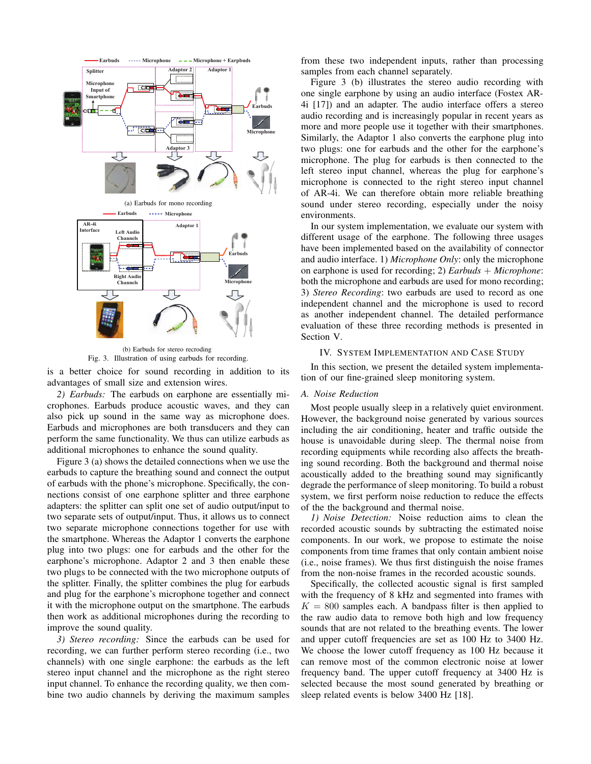(a) Earbuds for mono recording

(b) Earbuds for stereo recroding

Fig. 3. Illustration of using earbuds for recording.

is a better choice for sound recording in addition to its advantages of small size and extension wires.

*2) Earbuds:* The earbuds on earphone are essentially microphones. Earbuds produce acoustic waves, and they can also pick up sound in the same way as microphone does. Earbuds and microphones are both transducers and they can perform the same functionality. We thus can utilize earbuds as additional microphones to enhance the sound quality.

Figure 3 (a) shows the detailed connections when we use the earbuds to capture the breathing sound and connect the output of earbuds with the phone's microphone. Specifically, the connections consist of one earphone splitter and three earphone adapters: the splitter can split one set of audio output/input to two separate sets of output/input. Thus, it allows us to connect two separate microphone connections together for use with the smartphone. Whereas the Adaptor 1 converts the earphone plug into two plugs: one for earbuds and the other for the earphone's microphone. Adaptor 2 and 3 then enable these two plugs to be connected with the two microphone outputs of the splitter. Finally, the splitter combines the plug for earbuds and plug for the earphone's microphone together and connect it with the microphone output on the smartphone. The earbuds then work as additional microphones during the recording to improve the sound quality.

*3) Stereo recording:* Since the earbuds can be used for recording, we can further perform stereo recording (i.e., two channels) with one single earphone: the earbuds as the left stereo input channel and the microphone as the right stereo input channel. To enhance the recording quality, we then combine two audio channels by deriving the maximum samples from these two independent inputs, rather than processing samples from each channel separately.

Figure 3 (b) illustrates the stereo audio recording with one single earphone by using an audio interface (Fostex AR-4i [17]) and an adapter. The audio interface offers a stereo audio recording and is increasingly popular in recent years as more and more people use it together with their smartphones. Similarly, the Adaptor 1 also converts the earphone plug into two plugs: one for earbuds and the other for the earphone's microphone. The plug for earbuds is then connected to the left stereo input channel, whereas the plug for earphone's microphone is connected to the right stereo input channel of AR-4i. We can therefore obtain more reliable breathing sound under stereo recording, especially under the noisy environments.

In our system implementation, we evaluate our system with different usage of the earphone. The following three usages have been implemented based on the availability of connector and audio interface. 1) *Microphone Only*: only the microphone on earphone is used for recording; 2) *Earbuds + Microphone*: both the microphone and earbuds are used for mono recording; 3) *Stereo Recording*: two earbuds are used to record as one independent channel and the microphone is used to record as another independent channel. The detailed performance evaluation of these three recording methods is presented in Section V.

## IV. System Implementation and Case Study

In this section, we present the detailed system implementation of our fine-grained sleep monitoring system.

### A. Noise Reduction

Most people usually sleep in a relatively quiet environment. However, the background noise generated by various sources including the air conditioning, heater and traffic outside the house is unavoidable during sleep. The thermal noise from recording equipments while recording also affects the breathing sound recording. Both the background and thermal noise acoustically added to the breathing sound may significantly degrade the performance of sleep monitoring. To build a robust system, we first perform noise reduction to reduce the effects of the the background and thermal noise.

*1) Noise Detection:* Noise reduction aims to clean the recorded acoustic sounds by subtracting the estimated noise components. In our work, we propose to estimate the noise components from time frames that only contain ambient noise (i.e., noise frames). We thus first distinguish the noise frames from the non-noise frames in the recorded acoustic sounds.

Specifically, the collected acoustic signal is first sampled with the frequency of 8 kHz and segmented into frames with $K = 800$ samples each. A bandpass filter is then applied to the raw audio data to remove both high and low frequency sounds that are not related to the breathing events. The lower and upper cutoff frequencies are set as 100 Hz to 3400 Hz. We choose the lower cutoff frequency as 100 Hz because it can remove most of the common electronic noise at lower frequency band. The upper cutoff frequency at 3400 Hz is selected because the most sound generated by breathing or sleep related events is below 3400 Hz [18].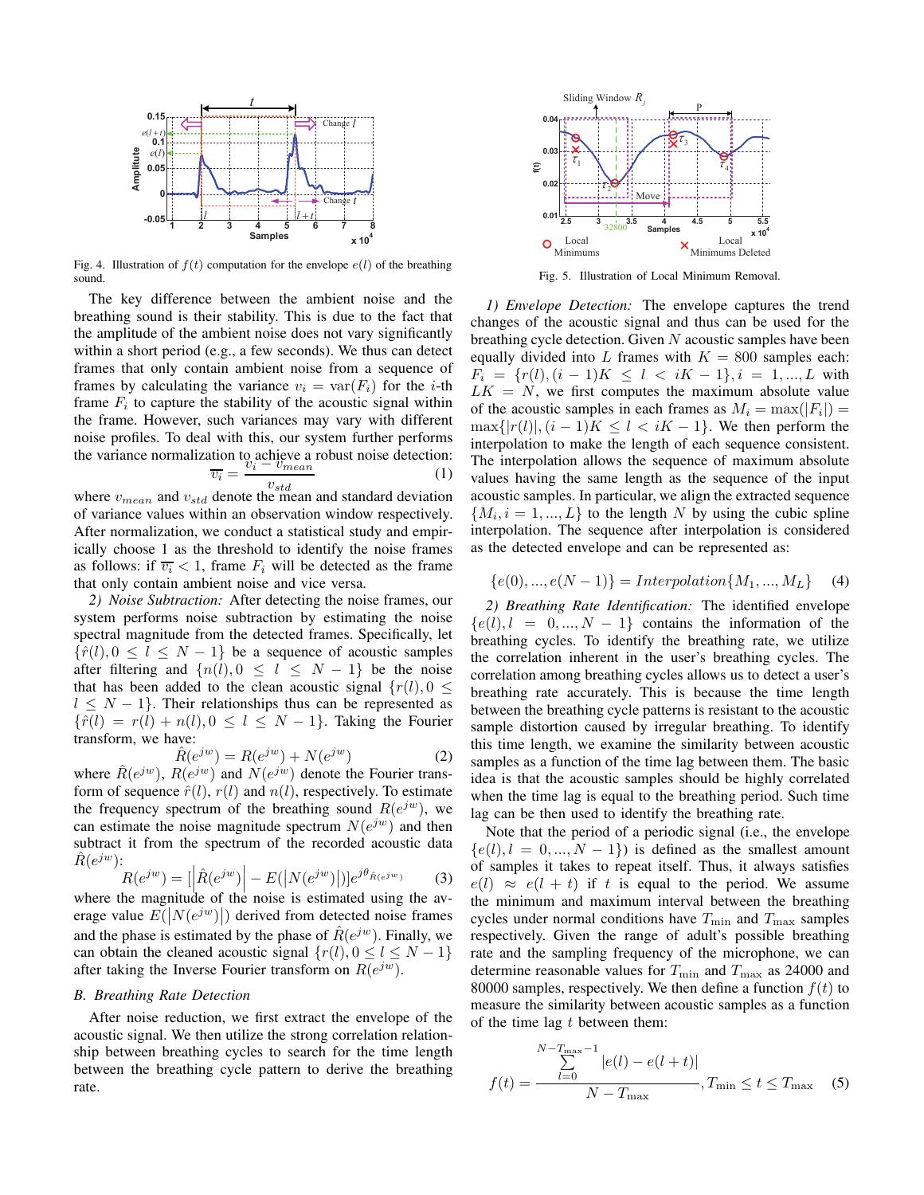Fig. 4. Illustration of $f(t)$ computation for the envelope $e(l)$ of the breathing sound.

The key difference between the ambient noise and the breathing sound is their stability. This is due to the fact that the amplitude of the ambient noise does not vary significantly within a short period (e.g., a few seconds). We thus can detect frames that only contain ambient noise from a sequence of frames by calculating the variance $v_i = \text{var}(F_i)$ for the $i$-th frame $F_i$ to capture the stability of the acoustic signal within the frame. However, such variances may vary with different noise profiles. To deal with this, our system further performs the variance normalization to achieve a robust noise detection:

$$\overline{v_i} = \frac{v_i - v_{mean}}{v_{std}} \tag{1}$$

where $v_{mean}$ and $v_{std}$ denote the mean and standard deviation of variance values within an observation window respectively. After normalization, we conduct a statistical study and empirically choose 1 as the threshold to identify the noise frames as follows: if $\overline{v_i} < 1$, frame $F_i$ will be detected as the frame that only contain ambient noise and vice versa.

*2) Noise Subtraction:* After detecting the noise frames, our system performs noise subtraction by estimating the noise spectral magnitude from the detected frames. Specifically, let $\{\hat{r}(l), 0 \leq l \leq N-1\}$ be a sequence of acoustic samples after filtering and $\{n(l), 0 \leq l \leq N-1\}$ be the noise that has been added to the clean acoustic signal $\{r(l), 0 \leq l \leq N-1\}$. Their relationships thus can be represented as $\{\hat{r}(l) = r(l) + n(l), 0 \leq l \leq N-1\}$. Taking the Fourier transform, we have:

$$\hat{R}(e^{jw}) = R(e^{jw}) + N(e^{jw}) \tag{2}$$

where $\hat{R}(e^{jw})$, $R(e^{jw})$ and $N(e^{jw})$ denote the Fourier transform of sequence $\hat{r}(l)$, $r(l)$ and $n(l)$, respectively. To estimate the frequency spectrum of the breathing sound $R(e^{jw})$, we can estimate the noise magnitude spectrum $N(e^{jw})$ and then subtract it from the spectrum of the recorded acoustic data $\hat{R}(e^{jw})$:

$$R(e^{jw}) = [\left|\hat{R}(e^{jw})\right| - E(\left|N(e^{jw})\right|)]e^{j\theta_{\hat{R}(e^{jw})}} \tag{3}$$

where the magnitude of the noise is estimated using the average value $E(\left|N(e^{jw})\right|)$ derived from detected noise frames and the phase is estimated by the phase of $\hat{R}(e^{jw})$. Finally, we can obtain the cleaned acoustic signal $\{r(l), 0 \leq l \leq N-1\}$ after taking the Inverse Fourier transform on $R(e^{jw})$.

### B. Breathing Rate Detection

After noise reduction, we first extract the envelope of the acoustic signal. We then utilize the strong correlation relationship between breathing cycles to search for the time length between the breathing cycle pattern to derive the breathing rate.

Fig. 5. Illustration of Local Minimum Removal.

*1) Envelope Detection:* The envelope captures the trend changes of the acoustic signal and thus can be used for the breathing cycle detection. Given $N$ acoustic samples have been equally divided into $L$ frames with $K = 800$ samples each: $F_i = \{r(l), (i-1)K \leq l < iK-1\}, i = 1, ..., L$ with $LK = N$, we first computes the maximum absolute value of the acoustic samples in each frames as $M_i = \max(|F_i|) = \max\{|r(l)|, (i-1)K \leq l < iK-1\}$. We then perform the interpolation to make the length of each sequence consistent. The interpolation allows the sequence of maximum absolute values having the same length as the sequence of the input acoustic samples. In particular, we align the extracted sequence $\{M_i, i = 1, ..., L\}$ to the length $N$ by using the cubic spline interpolation. The sequence after interpolation is considered as the detected envelope and can be represented as:

$$\{e(0), ..., e(N-1)\} = Interpolation\{M_1, ..., M_L\} \tag{4}$$

*2) Breathing Rate Identification:* The identified envelope $\{e(l), l = 0, ..., N-1\}$ contains the information of the breathing cycles. To identify the breathing rate, we utilize the correlation inherent in the user's breathing cycles. The correlation among breathing cycles allows us to detect a user's breathing rate accurately. This is because the time length between the breathing cycle patterns is resistant to the acoustic sample distortion caused by irregular breathing. To identify this time length, we examine the similarity between acoustic samples as a function of the time lag between them. The basic idea is that the acoustic samples should be highly correlated when the time lag is equal to the breathing period. Such time lag can be then used to identify the breathing rate.

Note that the period of a periodic signal (i.e., the envelope $\{e(l), l = 0, ..., N-1\}$) is defined as the smallest amount of samples it takes to repeat itself. Thus, it always satisfies $e(l) \approx e(l+t)$ if $t$ is equal to the period. We assume the minimum and maximum interval between the breathing cycles under normal conditions have $T_{\min}$ and $T_{\max}$ samples respectively. Given the range of adult's possible breathing rate and the sampling frequency of the microphone, we can determine reasonable values for $T_{\min}$ and $T_{\max}$ as 24000 and 80000 samples, respectively. We then define a function $f(t)$ to measure the similarity between acoustic samples as a function of the time lag $t$ between them:

$$f(t) = \frac{\sum_{l=0}^{N-T_{\max}-1} |e(l) - e(l+t)|}{N - T_{\max}}, T_{\min} \leq t \leq T_{\max} \tag{5}$$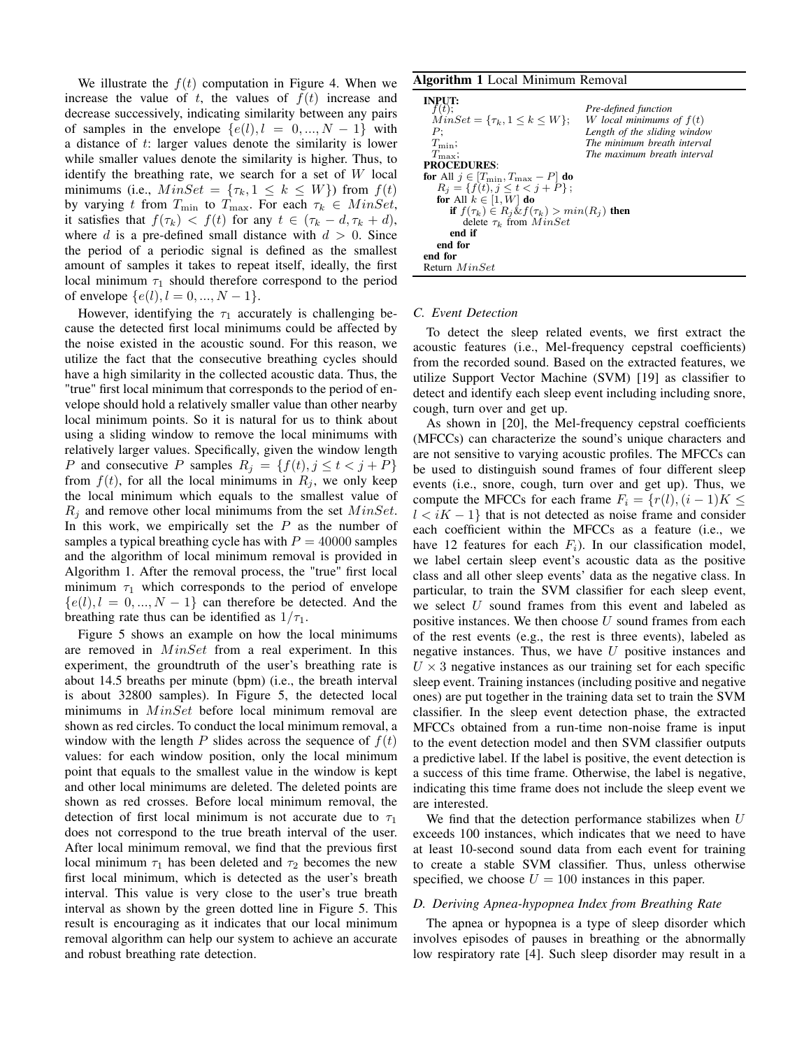We illustrate the $f(t)$ computation in Figure 4. When we increase the value of $t$, the values of $f(t)$ increase and decrease successively, indicating similarity between any pairs of samples in the envelope $\{e(l), l = 0, ..., N-1\}$ with a distance of $t$: larger values denote the similarity is lower while smaller values denote the similarity is higher. Thus, to identify the breathing rate, we search for a set of $W$ local minimums (i.e., $MinSet = \{\tau_k, 1 \le k \le W\}$) from $f(t)$ by varying $t$ from $T_{\min}$ to $T_{\max}$. For each $\tau_k \in MinSet$, it satisfies that $f(\tau_k) < f(t)$ for any $t \in (\tau_k - d, \tau_k + d)$, where $d$ is a pre-defined small distance with $d > 0$. Since the period of a periodic signal is defined as the smallest amount of samples it takes to repeat itself, ideally, the first local minimum $\tau_1$ should therefore correspond to the period of envelope $\{e(l), l = 0, ..., N-1\}$.

However, identifying the $\tau_1$ accurately is challenging because the detected first local minimums could be affected by the noise existed in the acoustic sound. For this reason, we utilize the fact that the consecutive breathing cycles should have a high similarity in the collected acoustic data. Thus, the "true" first local minimum that corresponds to the period of envelope should hold a relatively smaller value than other nearby local minimum points. So it is natural for us to think about using a sliding window to remove the local minimums with relatively larger values. Specifically, given the window length $P$ and consecutive $P$ samples $R_j = \{f(t), j \le t < j + P\}$ from $f(t)$, for all the local minimums in $R_j$, we only keep the local minimum which equals to the smallest value of $R_j$ and remove other local minimums from the set $MinSet$. In this work, we empirically set the $P$ as the number of samples a typical breathing cycle has with $P = 40000$ samples and the algorithm of local minimum removal is provided in Algorithm 1. After the removal process, the "true" first local minimum $\tau_1$ which corresponds to the period of envelope $\{e(l), l = 0, ..., N-1\}$ can therefore be detected. And the breathing rate thus can be identified as $1/\tau_1$.

Figure 5 shows an example on how the local minimums are removed in $MinSet$ from a real experiment. In this experiment, the groundtruth of the user's breathing rate is about 14.5 breaths per minute (bpm) (i.e., the breath interval is about 32800 samples). In Figure 5, the detected local minimums in $MinSet$ before local minimum removal are shown as red circles. To conduct the local minimum removal, a window with the length $P$ slides across the sequence of $f(t)$ values: for each window position, only the local minimum point that equals to the smallest value in the window is kept and other local minimums are deleted. The deleted points are shown as red crosses. Before local minimum removal, the detection of first local minimum is not accurate due to $\tau_1$ does not correspond to the true breath interval of the user. After local minimum removal, we find that the previous first local minimum $\tau_1$ has been deleted and $\tau_2$ becomes the new first local minimum, which is detected as the user's breath interval. This value is very close to the user's true breath interval as shown by the green dotted line in Figure 5. This result is encouraging as it indicates that our local minimum removal algorithm can help our system to achieve an accurate and robust breathing rate detection.

**Algorithm 1** Local Minimum Removal

**INPUT:**
- $f(t)$; — *Pre-defined function*
- $MinSet = \{\tau_k, 1 \le k \le W\}$; — *W local minimums of f(t)*
- $P$; — *Length of the sliding window*
- $T_{\min}$; — *The minimum breath interval*
- $T_{\max}$; — *The maximum breath interval*

**PROCEDURES:**

```
for All j ∈ [T_min, T_max − P] do
    R_j = {f(t), j ≤ t < j + P};
    for All k ∈ [1, W] do
        if f(τ_k) ∈ R_j & f(τ_k) > min(R_j) then
            delete τ_k from MinSet
        end if
    end for
end for
Return MinSet
```

### C. Event Detection

To detect the sleep related events, we first extract the acoustic features (i.e., Mel-frequency cepstral coefficients) from the recorded sound. Based on the extracted features, we utilize Support Vector Machine (SVM) [19] as classifier to detect and identify each sleep event including including snore, cough, turn over and get up.

As shown in [20], the Mel-frequency cepstral coefficients (MFCCs) can characterize the sound's unique characters and are not sensitive to varying acoustic profiles. The MFCCs can be used to distinguish sound frames of four different sleep events (i.e., snore, cough, turn over and get up). Thus, we compute the MFCCs for each frame $F_i = \{r(l), (i-1)K \le l < iK - 1\}$ that is not detected as noise frame and consider each coefficient within the MFCCs as a feature (i.e., we have 12 features for each $F_i$). In our classification model, we label certain sleep event's acoustic data as the positive class and all other sleep events' data as the negative class. In particular, to train the SVM classifier for each sleep event, we select $U$ sound frames from this event and labeled as positive instances. We then choose $U$ sound frames from each of the rest events (e.g., the rest is three events), labeled as negative instances. Thus, we have $U$ positive instances and $U \times 3$ negative instances as our training set for each specific sleep event. Training instances (including positive and negative ones) are put together in the training data set to train the SVM classifier. In the sleep event detection phase, the extracted MFCCs obtained from a run-time non-noise frame is input to the event detection model and then SVM classifier outputs a predictive label. If the label is positive, the event detection is a success of this time frame. Otherwise, the label is negative, indicating this time frame does not include the sleep event we are interested.

We find that the detection performance stabilizes when $U$ exceeds 100 instances, which indicates that we need to have at least 10-second sound data from each event for training to create a stable SVM classifier. Thus, unless otherwise specified, we choose $U = 100$ instances in this paper.

### D. Deriving Apnea-hypopnea Index from Breathing Rate

The apnea or hypopnea is a type of sleep disorder which involves episodes of pauses in breathing or the abnormally low respiratory rate [4]. Such sleep disorder may result in a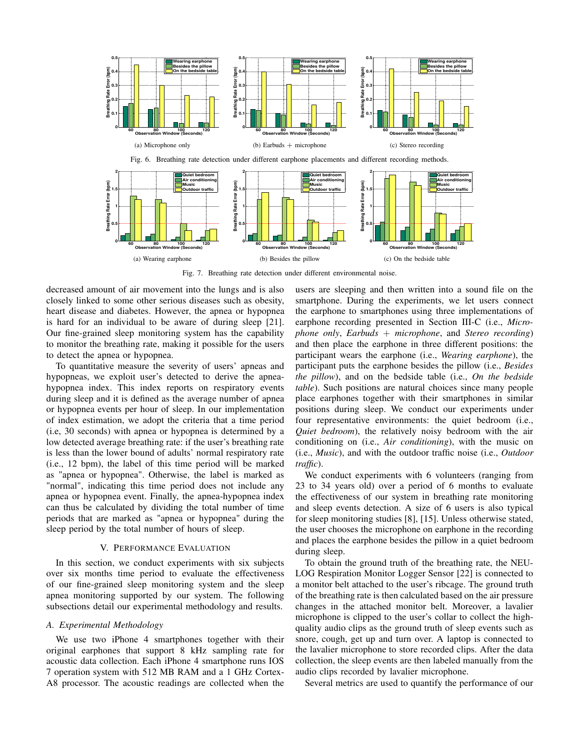Fig. 6. Breathing rate detection under different earphone placements and different recording methods.

(a) Microphone only

(b) Earbuds + microphone

(c) Stereo recording

Fig. 7. Breathing rate detection under different environmental noise.

(a) Wearing earphone

(b) Besides the pillow

(c) On the bedside table

decreased amount of air movement into the lungs and is also closely linked to some other serious diseases such as obesity, heart disease and diabetes. However, the apnea or hypopnea is hard for an individual to be aware of during sleep [21]. Our fine-grained sleep monitoring system has the capability to monitor the breathing rate, making it possible for the users to detect the apnea or hypopnea.

To quantitative measure the severity of users' apneas and hypopneas, we exploit user's detected to derive the apnea-hypopnea index. This index reports on respiratory events during sleep and it is defined as the average number of apnea or hypopnea events per hour of sleep. In our implementation of index estimation, we adopt the criteria that a time period (i.e, 30 seconds) with apnea or hypopnea is determined by a low detected average breathing rate: if the user's breathing rate is less than the lower bound of adults' normal respiratory rate (i.e., 12 bpm), the label of this time period will be marked as "apnea or hypopnea". Otherwise, the label is marked as "normal", indicating this time period does not include any apnea or hypopnea event. Finally, the apnea-hypopnea index can thus be calculated by dividing the total number of time periods that are marked as "apnea or hypopnea" during the sleep period by the total number of hours of sleep.

## V. Performance Evaluation

In this section, we conduct experiments with six subjects over six months time period to evaluate the effectiveness of our fine-grained sleep monitoring system and the sleep apnea monitoring supported by our system. The following subsections detail our experimental methodology and results.

### A. Experimental Methodology

We use two iPhone 4 smartphones together with their original earphones that support 8 kHz sampling rate for acoustic data collection. Each iPhone 4 smartphone runs IOS 7 operation system with 512 MB RAM and a 1 GHz Cortex-A8 processor. The acoustic readings are collected when the users are sleeping and then written into a sound file on the smartphone. During the experiments, we let users connect the earphone to smartphones using three implementations of earphone recording presented in Section III-C (i.e., *Microphone only*, *Earbuds + microphone*, and *Stereo recording*) and then place the earphone in three different positions: the participant wears the earphone (i.e., *Wearing earphone*), the participant puts the earphone besides the pillow (i.e., *Besides the pillow*), and on the bedside table (i.e., *On the bedside table*). Such positions are natural choices since many people place earphones together with their smartphones in similar positions during sleep. We conduct our experiments under four representative environments: the quiet bedroom (i.e., *Quiet bedroom*), the relatively noisy bedroom with the air conditioning on (i.e., *Air conditioning*), with the music on (i.e., *Music*), and with the outdoor traffic noise (i.e., *Outdoor traffic*).

We conduct experiments with 6 volunteers (ranging from 23 to 34 years old) over a period of 6 months to evaluate the effectiveness of our system in breathing rate monitoring and sleep events detection. A size of 6 users is also typical for sleep monitoring studies [8], [15]. Unless otherwise stated, the user chooses the microphone on earphone in the recording and places the earphone besides the pillow in a quiet bedroom during sleep.

To obtain the ground truth of the breathing rate, the NEULOG Respiration Monitor Logger Sensor [22] is connected to a monitor belt attached to the user's ribcage. The ground truth of the breathing rate is then calculated based on the air pressure changes in the attached monitor belt. Moreover, a lavalier microphone is clipped to the user's collar to collect the high-quality audio clips as the ground truth of sleep events such as snore, cough, get up and turn over. A laptop is connected to the lavalier microphone to store recorded clips. After the data collection, the sleep events are then labeled manually from the audio clips recorded by lavalier microphone.

Several metrics are used to quantify the performance of our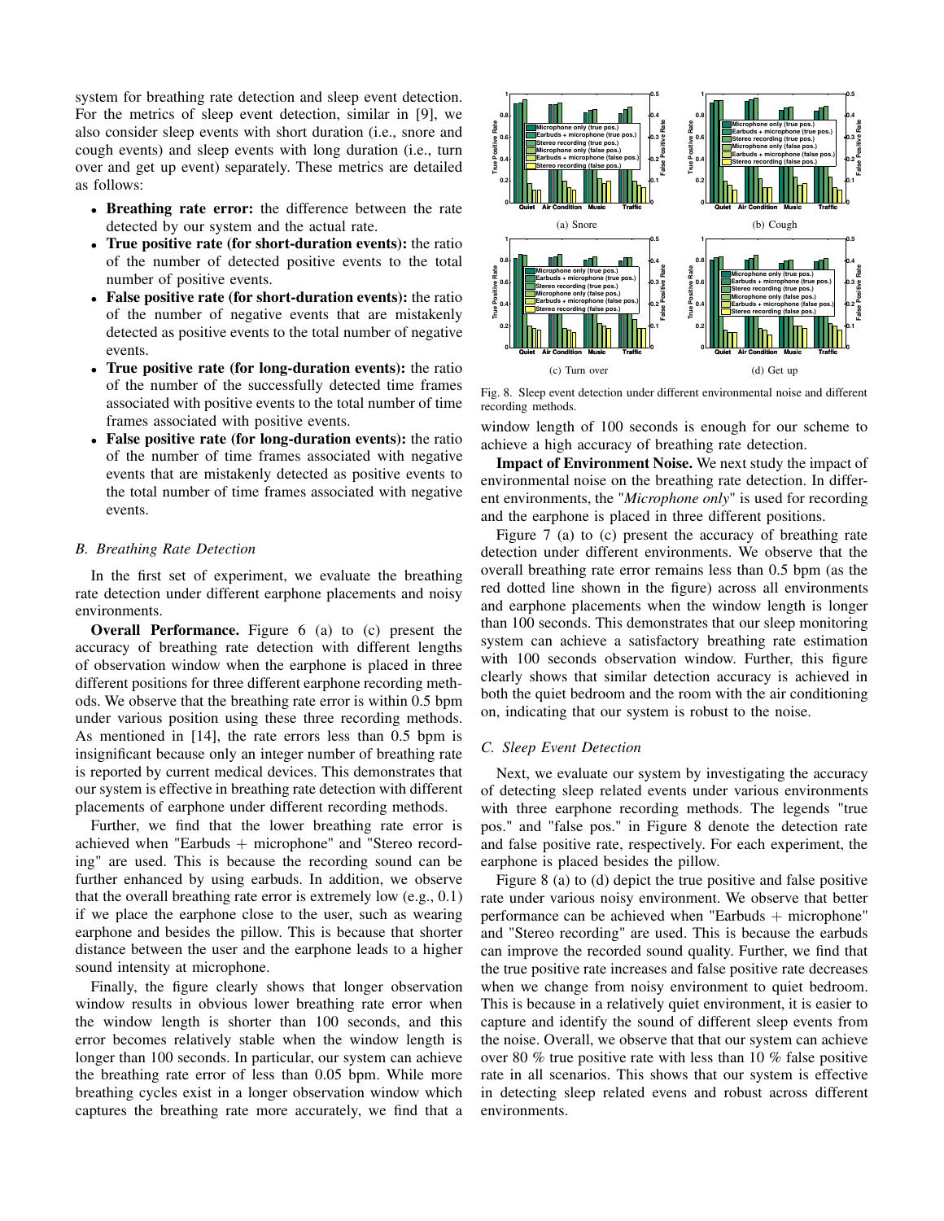system for breathing rate detection and sleep event detection. For the metrics of sleep event detection, similar in [9], we also consider sleep events with short duration (i.e., snore and cough events) and sleep events with long duration (i.e., turn over and get up event) separately. These metrics are detailed as follows:

- **Breathing rate error:** the difference between the rate detected by our system and the actual rate.
- **True positive rate (for short-duration events):** the ratio of the number of detected positive events to the total number of positive events.
- **False positive rate (for short-duration events):** the ratio of the number of negative events that are mistakenly detected as positive events to the total number of negative events.
- **True positive rate (for long-duration events):** the ratio of the number of the successfully detected time frames associated with positive events to the total number of time frames associated with positive events.
- **False positive rate (for long-duration events):** the ratio of the number of time frames associated with negative events that are mistakenly detected as positive events to the total number of time frames associated with negative events.

### *B. Breathing Rate Detection*

In the first set of experiment, we evaluate the breathing rate detection under different earphone placements and noisy environments.

**Overall Performance.** Figure 6 (a) to (c) present the accuracy of breathing rate detection with different lengths of observation window when the earphone is placed in three different positions for three different earphone recording methods. We observe that the breathing rate error is within 0.5 bpm under various position using these three recording methods. As mentioned in [14], the rate errors less than 0.5 bpm is insignificant because only an integer number of breathing rate is reported by current medical devices. This demonstrates that our system is effective in breathing rate detection with different placements of earphone under different recording methods.

Further, we find that the lower breathing rate error is achieved when "Earbuds + microphone" and "Stereo recording" are used. This is because the recording sound can be further enhanced by using earbuds. In addition, we observe that the overall breathing rate error is extremely low (e.g., 0.1) if we place the earphone close to the user, such as wearing earphone and besides the pillow. This is because that shorter distance between the user and the earphone leads to a higher sound intensity at microphone.

Finally, the figure clearly shows that longer observation window results in obvious lower breathing rate error when the window length is shorter than 100 seconds, and this error becomes relatively stable when the window length is longer than 100 seconds. In particular, our system can achieve the breathing rate error of less than 0.05 bpm. While more breathing cycles exist in a longer observation window which captures the breathing rate more accurately, we find that a window length of 100 seconds is enough for our scheme to achieve a high accuracy of breathing rate detection.

Fig. 8. Sleep event detection under different environmental noise and different recording methods. (a) Snore (b) Cough (c) Turn over (d) Get up

**Impact of Environment Noise.** We next study the impact of environmental noise on the breathing rate detection. In different environments, the "*Microphone only*" is used for recording and the earphone is placed in three different positions.

Figure 7 (a) to (c) present the accuracy of breathing rate detection under different environments. We observe that the overall breathing rate error remains less than 0.5 bpm (as the red dotted line shown in the figure) across all environments and earphone placements when the window length is longer than 100 seconds. This demonstrates that our sleep monitoring system can achieve a satisfactory breathing rate estimation with 100 seconds observation window. Further, this figure clearly shows that similar detection accuracy is achieved in both the quiet bedroom and the room with the air conditioning on, indicating that our system is robust to the noise.

### *C. Sleep Event Detection*

Next, we evaluate our system by investigating the accuracy of detecting sleep related events under various environments with three earphone recording methods. The legends "true pos." and "false pos." in Figure 8 denote the detection rate and false positive rate, respectively. For each experiment, the earphone is placed besides the pillow.

Figure 8 (a) to (d) depict the true positive and false positive rate under various noisy environment. We observe that better performance can be achieved when "Earbuds + microphone" and "Stereo recording" are used. This is because the earbuds can improve the recorded sound quality. Further, we find that the true positive rate increases and false positive rate decreases when we change from noisy environment to quiet bedroom. This is because in a relatively quiet environment, it is easier to capture and identify the sound of different sleep events from the noise. Overall, we observe that that our system can achieve over 80 % true positive rate with less than 10 % false positive rate in all scenarios. This shows that our system is effective in detecting sleep related evens and robust across different environments.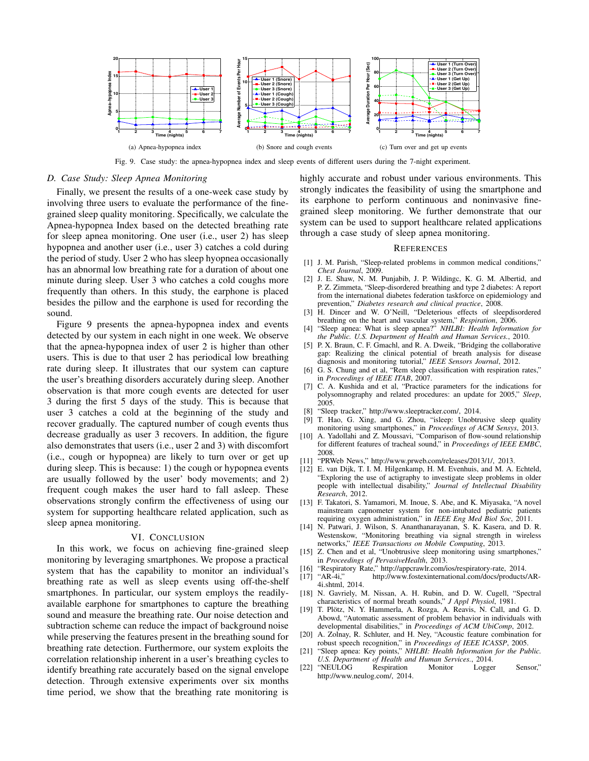Apnea-hypopnea Index

20
15
10
5
0

1 2 3 4 5 6 7

Time (nights)

User 1
User 2
User 3

(a) Apnea-hypopnea index

Average Number of Events Per Hour

15
10
5
0

1 2 3 4 5 6 7

Time (nights)

User 1 (Snore)
User 2 (Snore)
User 3 (Snore)
User 1 (Cough)
User 2 (Cough)
User 3 (Cough)

(b) Snore and cough events

Average Duration Per Hour (Sec)

100
80
60
40
20
0

1 2 3 4 5 6 7

Time (nights)

User 1 (Turn Over)
User 2 (Turn Over)
User 3 (Turn Over)
User 1 (Get Up)
User 2 (Get Up)
User 3 (Get Up)

(c) Turn over and get up events

Fig. 9. Case study: the apnea-hypopnea index and sleep events of different users during the 7-night experiment.

### D. Case Study: Sleep Apnea Monitoring

Finally, we present the results of a one-week case study by involving three users to evaluate the performance of the fine-grained sleep quality monitoring. Specifically, we calculate the Apnea-hypopnea Index based on the detected breathing rate for sleep apnea monitoring. One user (i.e., user 2) has sleep hypopnea and another user (i.e., user 3) catches a cold during the period of study. User 2 who has sleep hyopnea occasionally has an abnormal low breathing rate for a duration of about one minute during sleep. User 3 who catches a cold coughs more frequently than others. In this study, the earphone is placed besides the pillow and the earphone is used for recording the sound.

Figure 9 presents the apnea-hypopnea index and events detected by our system in each night in one week. We observe that the apnea-hypopnea index of user 2 is higher than other users. This is due to that user 2 has periodical low breathing rate during sleep. It illustrates that our system can capture the user's breathing disorders accurately during sleep. Another observation is that more cough events are detected for user 3 during the first 5 days of the study. This is because that user 3 catches a cold at the beginning of the study and recover gradually. The captured number of cough events thus decrease gradually as user 3 recovers. In addition, the figure also demonstrates that users (i.e., user 2 and 3) with discomfort (i.e., cough or hypopnea) are likely to turn over or get up during sleep. This is because: 1) the cough or hypopnea events are usually followed by the user' body movements; and 2) frequent cough makes the user hard to fall asleep. These observations strongly confirm the effectiveness of using our system for supporting healthcare related application, such as sleep apnea monitoring.

## VI. Conclusion

In this work, we focus on achieving fine-grained sleep monitoring by leveraging smartphones. We propose a practical system that has the capability to monitor an individual's breathing rate as well as sleep events using off-the-shelf smartphones. In particular, our system employs the readily-available earphone for smartphones to capture the breathing sound and measure the breathing rate. Our noise detection and subtraction scheme can reduce the impact of background noise while preserving the features present in the breathing sound for breathing rate detection. Furthermore, our system exploits the correlation relationship inherent in a user's breathing cycles to identify breathing rate accurately based on the signal envelope detection. Through extensive experiments over six months time period, we show that the breathing rate monitoring is highly accurate and robust under various environments. This strongly indicates the feasibility of using the smartphone and its earphone to perform continuous and noninvasive fine-grained sleep monitoring. We further demonstrate that our system can be used to support healthcare related applications through a case study of sleep apnea monitoring.

## References

[1] J. M. Parish, "Sleep-related problems in common medical conditions," *Chest Journal*, 2009.

[2] J. E. Shaw, N. M. Punjabib, J. P. Wildingc, K. G. M. Albertid, and P. Z. Zimmeta, "Sleep-disordered breathing and type 2 diabetes: A report from the international diabetes federation taskforce on epidemiology and prevention," *Diabetes research and clinical practice*, 2008.

[3] H. Dincer and W. O'Neill, "Deleterious effects of sleepdisordered breathing on the heart and vascular system," *Respiration*, 2006.

[4] "Sleep apnea: What is sleep apnea?" *NHLBI: Health Information for the Public. U.S. Department of Health and Human Services.*, 2010.

[5] P. X. Braun, C. F. Gmachl, and R. A. Dweik, "Bridging the collaborative gap: Realizing the clinical potential of breath analysis for disease diagnosis and monitoring tutorial," *IEEE Sensors Journal*, 2012.

[6] G. S. Chung and et al, "Rem sleep classification with respiration rates," in *Proceedings of IEEE ITAB*, 2007.

[7] C. A. Kushida and et al, "Practice parameters for the indications for polysomnography and related procedures: an update for 2005," *Sleep*, 2005.

[8] "Sleep tracker," http://www.sleeptracker.com/, 2014.

[9] T. Hao, G. Xing, and G. Zhou, "isleep: Unobtrusive sleep quality monitoring using smartphones," in *Proceedings of ACM Sensys*, 2013.

[10] A. Yadollahi and Z. Moussavi, "Comparison of flow-sound relationship for different features of tracheal sound," in *Proceedings of IEEE EMBC*, 2008.

[11] "PRWeb News," http://www.prweb.com/releases/2013/1/, 2013.

[12] E. van Dijk, T. I. M. Hilgenkamp, H. M. Evenhuis, and M. A. Echteld, "Exploring the use of actigraphy to investigate sleep problems in older people with intellectual disability," *Journal of Intellectual Disability Research*, 2012.

[13] F. Takatori, S. Yamamori, M. Inoue, S. Abe, and K. Miyasaka, "A novel mainstream capnometer system for non-intubated pediatric patients requiring oxygen administration," in *IEEE Eng Med Biol Soc*, 2011.

[14] N. Patwari, J. Wilson, S. Ananthanarayanan, S. K. Kasera, and D. R. Westenskow, "Monitoring breathing via signal strength in wireless networks," *IEEE Transactions on Mobile Computing*, 2013.

[15] Z. Chen and et al, "Unobtrusive sleep monitoring using smartphones," in *Proceedings of PervasiveHealth*, 2013.

[16] "Respiratory Rate," http://appcrawlr.com/ios/respiratory-rate, 2014.

[17] "AR-4i," http://www.fostexinternational.com/docs/products/AR-4i.shtml, 2014.

[18] N. Gavriely, M. Nissan, A. H. Rubin, and D. W. Cugell, "Spectral characteristics of normal breath sounds," *J Appl Physiol*, 1981.

[19] T. Plötz, N. Y. Hammerla, A. Rozga, A. Reavis, N. Call, and G. D. Abowd, "Automatic assessment of problem behavior in individuals with developmental disabilities," in *Proceedings of ACM UbiComp*, 2012.

[20] A. Zolnay, R. Schluter, and H. Ney, "Acoustic feature combination for robust speech recognition," in *Proceedings of IEEE ICASSP*, 2005.

[21] "Sleep apnea: Key points," *NHLBI: Health Information for the Public. U.S. Department of Health and Human Services.*, 2014.

[22] "NEULOG Respiration Monitor Logger Sensor," http://www.neulog.com/, 2014.